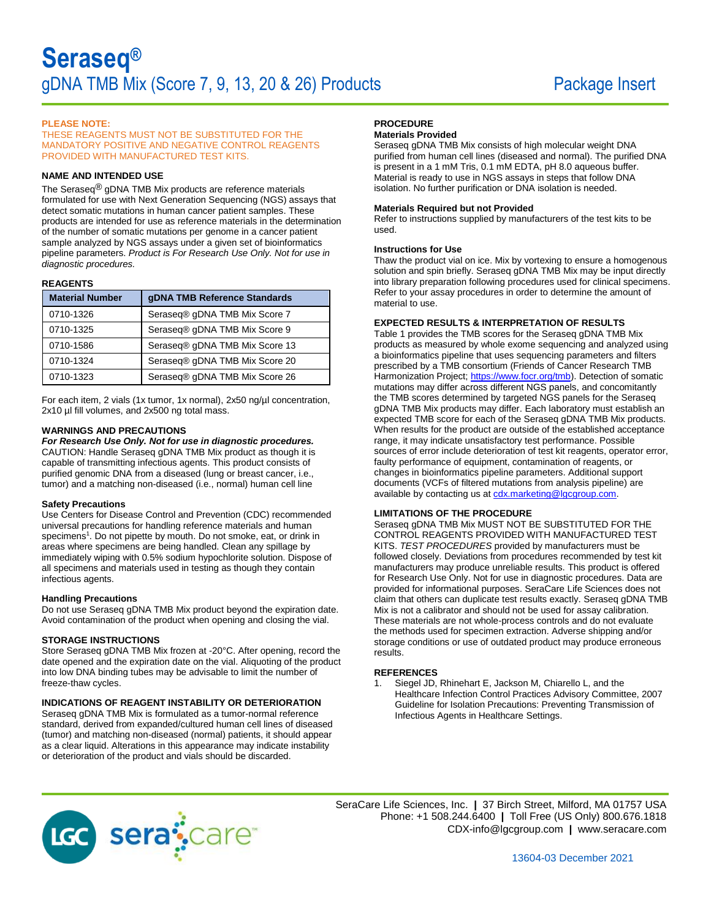# Seraseq®

## gDNA TMB Mix (Score 7, 9, 13, 20 & 26) Products — Package Insert

**PLEASE NOTE:**
THESE REAGENTS MUST NOT BE SUBSTITUTED FOR THE MANDATORY POSITIVE AND NEGATIVE CONTROL REAGENTS PROVIDED WITH MANUFACTURED TEST KITS.

### NAME AND INTENDED USE

The Seraseq® gDNA TMB Mix products are reference materials formulated for use with Next Generation Sequencing (NGS) assays that detect somatic mutations in human cancer patient samples. These products are intended for use as reference materials in the determination of the number of somatic mutations per genome in a cancer patient sample analyzed by NGS assays under a given set of bioinformatics pipeline parameters. *Product is For Research Use Only. Not for use in diagnostic procedures.*

### REAGENTS

| Material Number | gDNA TMB Reference Standards |
|---|---|
| 0710-1326 | Seraseq® gDNA TMB Mix Score 7 |
| 0710-1325 | Seraseq® gDNA TMB Mix Score 9 |
| 0710-1586 | Seraseq® gDNA TMB Mix Score 13 |
| 0710-1324 | Seraseq® gDNA TMB Mix Score 20 |
| 0710-1323 | Seraseq® gDNA TMB Mix Score 26 |

For each item, 2 vials (1x tumor, 1x normal), 2x50 ng/µl concentration, 2x10 µl fill volumes, and 2x500 ng total mass.

### WARNINGS AND PRECAUTIONS

***For Research Use Only. Not for use in diagnostic procedures.***
CAUTION: Handle Seraseq gDNA TMB Mix product as though it is capable of transmitting infectious agents. This product consists of purified genomic DNA from a diseased (lung or breast cancer, i.e., tumor) and a matching non-diseased (i.e., normal) human cell line

#### Safety Precautions

Use Centers for Disease Control and Prevention (CDC) recommended universal precautions for handling reference materials and human specimens[1]. Do not pipette by mouth. Do not smoke, eat, or drink in areas where specimens are being handled. Clean any spillage by immediately wiping with 0.5% sodium hypochlorite solution. Dispose of all specimens and materials used in testing as though they contain infectious agents.

#### Handling Precautions

Do not use Seraseq gDNA TMB Mix product beyond the expiration date. Avoid contamination of the product when opening and closing the vial.

### STORAGE INSTRUCTIONS

Store Seraseq gDNA TMB Mix frozen at -20°C. After opening, record the date opened and the expiration date on the vial. Aliquoting of the product into low DNA binding tubes may be advisable to limit the number of freeze-thaw cycles.

### INDICATIONS OF REAGENT INSTABILITY OR DETERIORATION

Seraseq gDNA TMB Mix is formulated as a tumor-normal reference standard, derived from expanded/cultured human cell lines of diseased (tumor) and matching non-diseased (normal) patients, it should appear as a clear liquid. Alterations in this appearance may indicate instability or deterioration of the product and vials should be discarded.

### PROCEDURE

#### Materials Provided

Seraseq gDNA TMB Mix consists of high molecular weight DNA purified from human cell lines (diseased and normal). The purified DNA is present in a 1 mM Tris, 0.1 mM EDTA, pH 8.0 aqueous buffer. Material is ready to use in NGS assays in steps that follow DNA isolation. No further purification or DNA isolation is needed.

#### Materials Required but not Provided

Refer to instructions supplied by manufacturers of the test kits to be used.

#### Instructions for Use

Thaw the product vial on ice. Mix by vortexing to ensure a homogenous solution and spin briefly. Seraseq gDNA TMB Mix may be input directly into library preparation following procedures used for clinical specimens. Refer to your assay procedures in order to determine the amount of material to use.

### EXPECTED RESULTS & INTERPRETATION OF RESULTS

Table 1 provides the TMB scores for the Seraseq gDNA TMB Mix products as measured by whole exome sequencing and analyzed using a bioinformatics pipeline that uses sequencing parameters and filters prescribed by a TMB consortium (Friends of Cancer Research TMB Harmonization Project; https://www.focr.org/tmb). Detection of somatic mutations may differ across different NGS panels, and concomitantly the TMB scores determined by targeted NGS panels for the Seraseq gDNA TMB Mix products may differ. Each laboratory must establish an expected TMB score for each of the Seraseq gDNA TMB Mix products. When results for the product are outside of the established acceptance range, it may indicate unsatisfactory test performance. Possible sources of error include deterioration of test kit reagents, operator error, faulty performance of equipment, contamination of reagents, or changes in bioinformatics pipeline parameters. Additional support documents (VCFs of filtered mutations from analysis pipeline) are available by contacting us at cdx.marketing@lgcgroup.com.

### LIMITATIONS OF THE PROCEDURE

Seraseq gDNA TMB Mix MUST NOT BE SUBSTITUTED FOR THE CONTROL REAGENTS PROVIDED WITH MANUFACTURED TEST KITS. *TEST PROCEDURES* provided by manufacturers must be followed closely. Deviations from procedures recommended by test kit manufacturers may produce unreliable results. This product is offered for Research Use Only. Not for use in diagnostic procedures. Data are provided for informational purposes. SeraCare Life Sciences does not claim that others can duplicate test results exactly. Seraseq gDNA TMB Mix is not a calibrator and should not be used for assay calibration. These materials are not whole-process controls and do not evaluate the methods used for specimen extraction. Adverse shipping and/or storage conditions or use of outdated product may produce erroneous results.

### REFERENCES

1. Siegel JD, Rhinehart E, Jackson M, Chiarello L, and the Healthcare Infection Control Practices Advisory Committee, 2007 Guideline for Isolation Precautions: Preventing Transmission of Infectious Agents in Healthcare Settings.

SeraCare Life Sciences, Inc. | 37 Birch Street, Milford, MA 01757 USA
Phone: +1 508.244.6400 | Toll Free (US Only) 800.676.1818
CDX-info@lgcgroup.com | www.seracare.com

13604-03 December 2021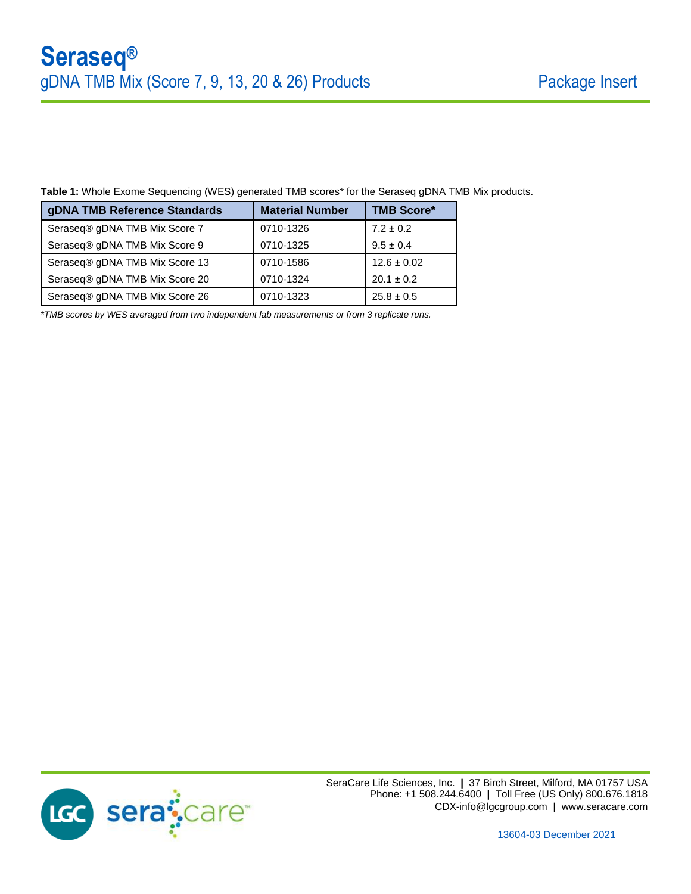**Table 1:** Whole Exome Sequencing (WES) generated TMB scores* for the Seraseq gDNA TMB Mix products.

| gDNA TMB Reference Standards | Material Number | TMB Score* |
|---|---|---|
| Seraseq® gDNA TMB Mix Score 7 | 0710-1326 | 7.2 ± 0.2 |
| Seraseq® gDNA TMB Mix Score 9 | 0710-1325 | 9.5 ± 0.4 |
| Seraseq® gDNA TMB Mix Score 13 | 0710-1586 | 12.6 ± 0.02 |
| Seraseq® gDNA TMB Mix Score 20 | 0710-1324 | 20.1 ± 0.2 |
| Seraseq® gDNA TMB Mix Score 26 | 0710-1323 | 25.8 ± 0.5 |

*\*TMB scores by WES averaged from two independent lab measurements or from 3 replicate runs.*

SeraCare Life Sciences, Inc. | 37 Birch Street, Milford, MA 01757 USA
Phone: +1 508.244.6400 | Toll Free (US Only) 800.676.1818
CDX-info@lgcgroup.com | www.seracare.com

13604-03 December 2021